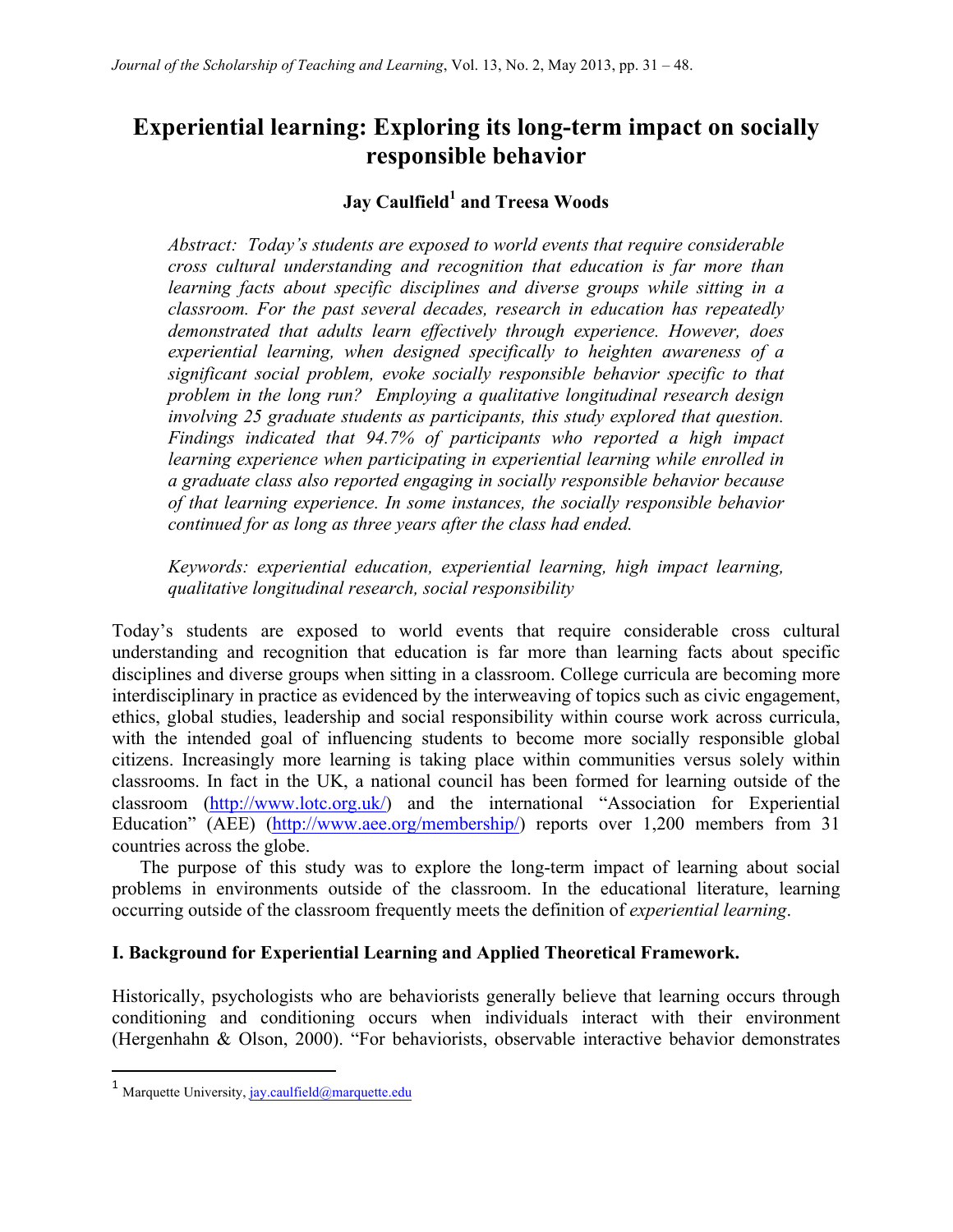# Experiential learning: Exploring its long-term impact on socially responsible behavior

**Jay Caulfield[1] and Treesa Woods**

*Abstract: Today's students are exposed to world events that require considerable cross cultural understanding and recognition that education is far more than learning facts about specific disciplines and diverse groups while sitting in a classroom. For the past several decades, research in education has repeatedly demonstrated that adults learn effectively through experience. However, does experiential learning, when designed specifically to heighten awareness of a significant social problem, evoke socially responsible behavior specific to that problem in the long run? Employing a qualitative longitudinal research design involving 25 graduate students as participants, this study explored that question. Findings indicated that 94.7% of participants who reported a high impact learning experience when participating in experiential learning while enrolled in a graduate class also reported engaging in socially responsible behavior because of that learning experience. In some instances, the socially responsible behavior continued for as long as three years after the class had ended.*

*Keywords: experiential education, experiential learning, high impact learning, qualitative longitudinal research, social responsibility*

Today's students are exposed to world events that require considerable cross cultural understanding and recognition that education is far more than learning facts about specific disciplines and diverse groups when sitting in a classroom. College curricula are becoming more interdisciplinary in practice as evidenced by the interweaving of topics such as civic engagement, ethics, global studies, leadership and social responsibility within course work across curricula, with the intended goal of influencing students to become more socially responsible global citizens. Increasingly more learning is taking place within communities versus solely within classrooms. In fact in the UK, a national council has been formed for learning outside of the classroom (http://www.lotc.org.uk/) and the international "Association for Experiential Education" (AEE) (http://www.aee.org/membership/) reports over 1,200 members from 31 countries across the globe.

The purpose of this study was to explore the long-term impact of learning about social problems in environments outside of the classroom. In the educational literature, learning occurring outside of the classroom frequently meets the definition of *experiential learning*.

## I. Background for Experiential Learning and Applied Theoretical Framework.

Historically, psychologists who are behaviorists generally believe that learning occurs through conditioning and conditioning occurs when individuals interact with their environment (Hergenhahn & Olson, 2000). "For behaviorists, observable interactive behavior demonstrates

---

[1] Marquette University, jay.caulfield@marquette.edu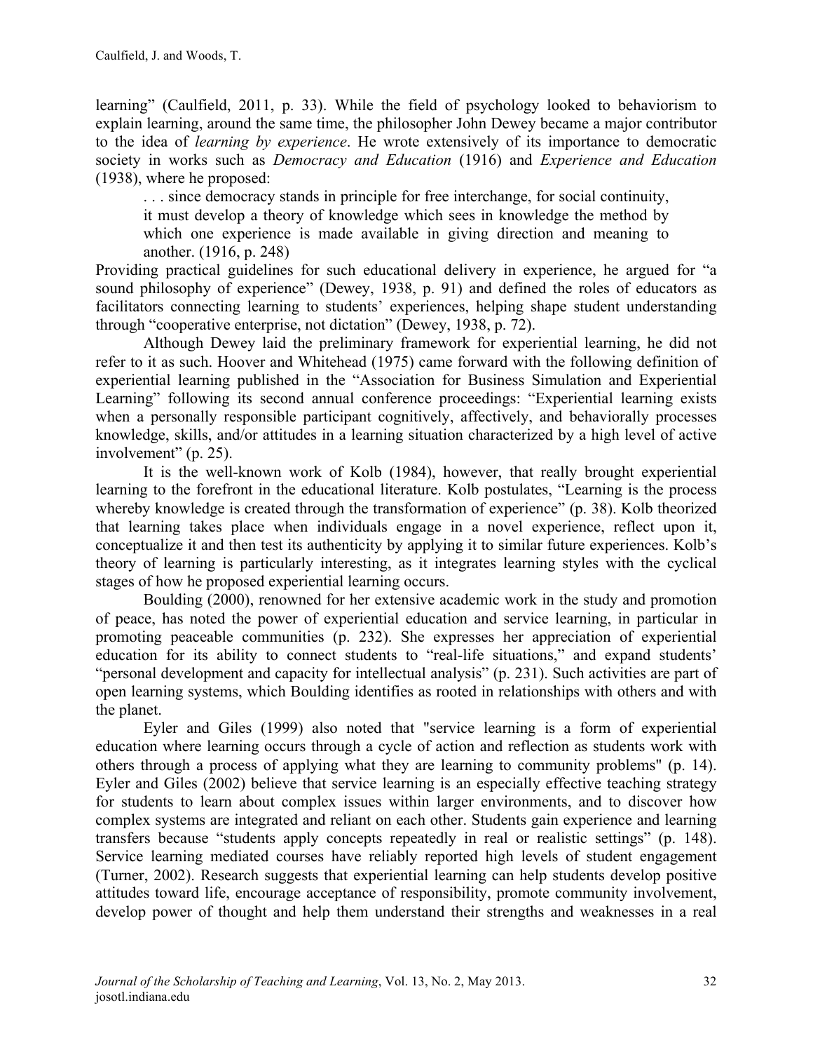learning" (Caulfield, 2011, p. 33). While the field of psychology looked to behaviorism to explain learning, around the same time, the philosopher John Dewey became a major contributor to the idea of *learning by experience*. He wrote extensively of its importance to democratic society in works such as *Democracy and Education* (1916) and *Experience and Education* (1938), where he proposed:

> . . . since democracy stands in principle for free interchange, for social continuity, it must develop a theory of knowledge which sees in knowledge the method by which one experience is made available in giving direction and meaning to another. (1916, p. 248)

Providing practical guidelines for such educational delivery in experience, he argued for "a sound philosophy of experience" (Dewey, 1938, p. 91) and defined the roles of educators as facilitators connecting learning to students' experiences, helping shape student understanding through "cooperative enterprise, not dictation" (Dewey, 1938, p. 72).

Although Dewey laid the preliminary framework for experiential learning, he did not refer to it as such. Hoover and Whitehead (1975) came forward with the following definition of experiential learning published in the "Association for Business Simulation and Experiential Learning" following its second annual conference proceedings: "Experiential learning exists when a personally responsible participant cognitively, affectively, and behaviorally processes knowledge, skills, and/or attitudes in a learning situation characterized by a high level of active involvement" (p. 25).

It is the well-known work of Kolb (1984), however, that really brought experiential learning to the forefront in the educational literature. Kolb postulates, "Learning is the process whereby knowledge is created through the transformation of experience" (p. 38). Kolb theorized that learning takes place when individuals engage in a novel experience, reflect upon it, conceptualize it and then test its authenticity by applying it to similar future experiences. Kolb's theory of learning is particularly interesting, as it integrates learning styles with the cyclical stages of how he proposed experiential learning occurs.

Boulding (2000), renowned for her extensive academic work in the study and promotion of peace, has noted the power of experiential education and service learning, in particular in promoting peaceable communities (p. 232). She expresses her appreciation of experiential education for its ability to connect students to "real-life situations," and expand students' "personal development and capacity for intellectual analysis" (p. 231). Such activities are part of open learning systems, which Boulding identifies as rooted in relationships with others and with the planet.

Eyler and Giles (1999) also noted that "service learning is a form of experiential education where learning occurs through a cycle of action and reflection as students work with others through a process of applying what they are learning to community problems" (p. 14). Eyler and Giles (2002) believe that service learning is an especially effective teaching strategy for students to learn about complex issues within larger environments, and to discover how complex systems are integrated and reliant on each other. Students gain experience and learning transfers because "students apply concepts repeatedly in real or realistic settings" (p. 148). Service learning mediated courses have reliably reported high levels of student engagement (Turner, 2002). Research suggests that experiential learning can help students develop positive attitudes toward life, encourage acceptance of responsibility, promote community involvement, develop power of thought and help them understand their strengths and weaknesses in a real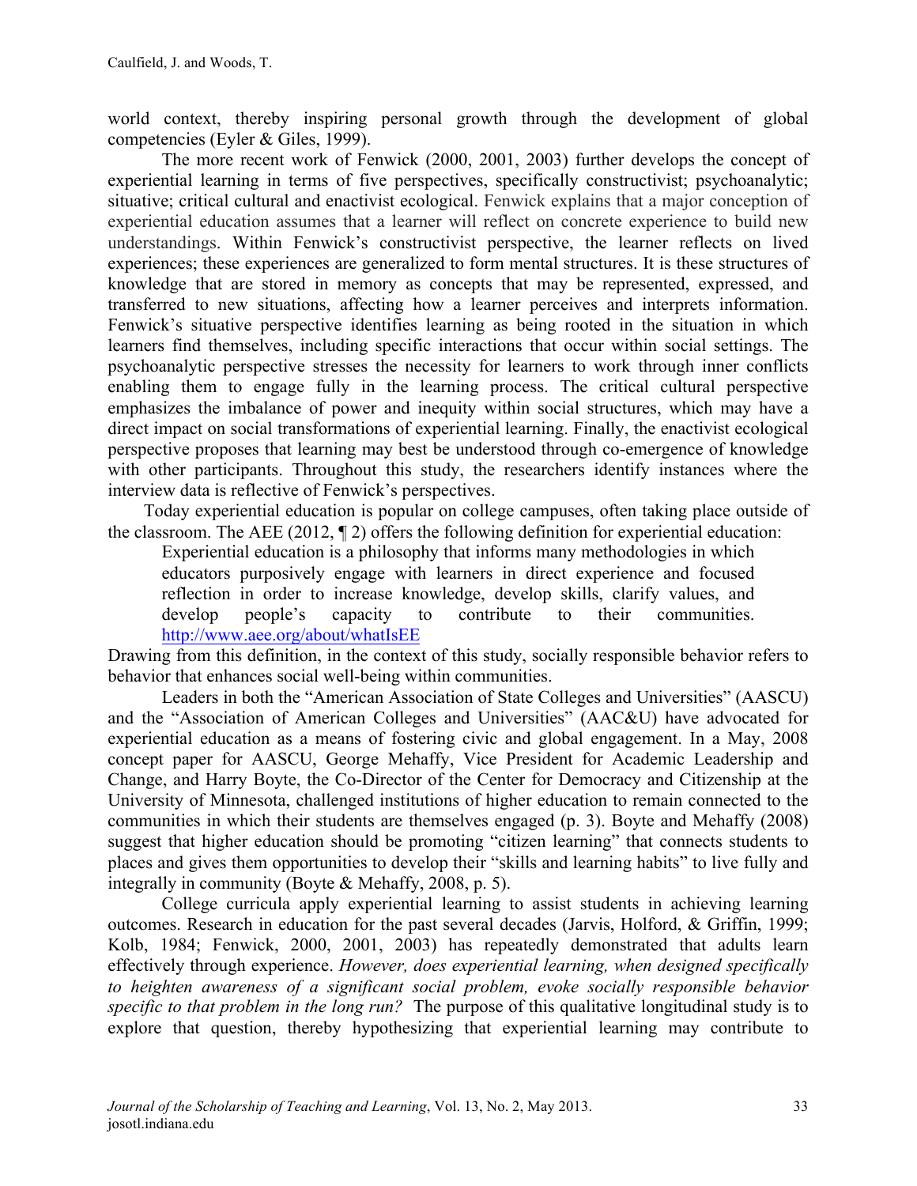world context, thereby inspiring personal growth through the development of global competencies (Eyler & Giles, 1999).

The more recent work of Fenwick (2000, 2001, 2003) further develops the concept of experiential learning in terms of five perspectives, specifically constructivist; psychoanalytic; situative; critical cultural and enactivist ecological. Fenwick explains that a major conception of experiential education assumes that a learner will reflect on concrete experience to build new understandings. Within Fenwick's constructivist perspective, the learner reflects on lived experiences; these experiences are generalized to form mental structures. It is these structures of knowledge that are stored in memory as concepts that may be represented, expressed, and transferred to new situations, affecting how a learner perceives and interprets information. Fenwick's situative perspective identifies learning as being rooted in the situation in which learners find themselves, including specific interactions that occur within social settings. The psychoanalytic perspective stresses the necessity for learners to work through inner conflicts enabling them to engage fully in the learning process. The critical cultural perspective emphasizes the imbalance of power and inequity within social structures, which may have a direct impact on social transformations of experiential learning. Finally, the enactivist ecological perspective proposes that learning may best be understood through co-emergence of knowledge with other participants. Throughout this study, the researchers identify instances where the interview data is reflective of Fenwick's perspectives.

Today experiential education is popular on college campuses, often taking place outside of the classroom. The AEE (2012, ¶ 2) offers the following definition for experiential education:

> Experiential education is a philosophy that informs many methodologies in which educators purposively engage with learners in direct experience and focused reflection in order to increase knowledge, develop skills, clarify values, and develop people's capacity to contribute to their communities. http://www.aee.org/about/whatIsEE

Drawing from this definition, in the context of this study, socially responsible behavior refers to behavior that enhances social well-being within communities.

Leaders in both the "American Association of State Colleges and Universities" (AASCU) and the "Association of American Colleges and Universities" (AAC&U) have advocated for experiential education as a means of fostering civic and global engagement. In a May, 2008 concept paper for AASCU, George Mehaffy, Vice President for Academic Leadership and Change, and Harry Boyte, the Co-Director of the Center for Democracy and Citizenship at the University of Minnesota, challenged institutions of higher education to remain connected to the communities in which their students are themselves engaged (p. 3). Boyte and Mehaffy (2008) suggest that higher education should be promoting "citizen learning" that connects students to places and gives them opportunities to develop their "skills and learning habits" to live fully and integrally in community (Boyte & Mehaffy, 2008, p. 5).

College curricula apply experiential learning to assist students in achieving learning outcomes. Research in education for the past several decades (Jarvis, Holford, & Griffin, 1999; Kolb, 1984; Fenwick, 2000, 2001, 2003) has repeatedly demonstrated that adults learn effectively through experience. *However, does experiential learning, when designed specifically to heighten awareness of a significant social problem, evoke socially responsible behavior specific to that problem in the long run?* The purpose of this qualitative longitudinal study is to explore that question, thereby hypothesizing that experiential learning may contribute to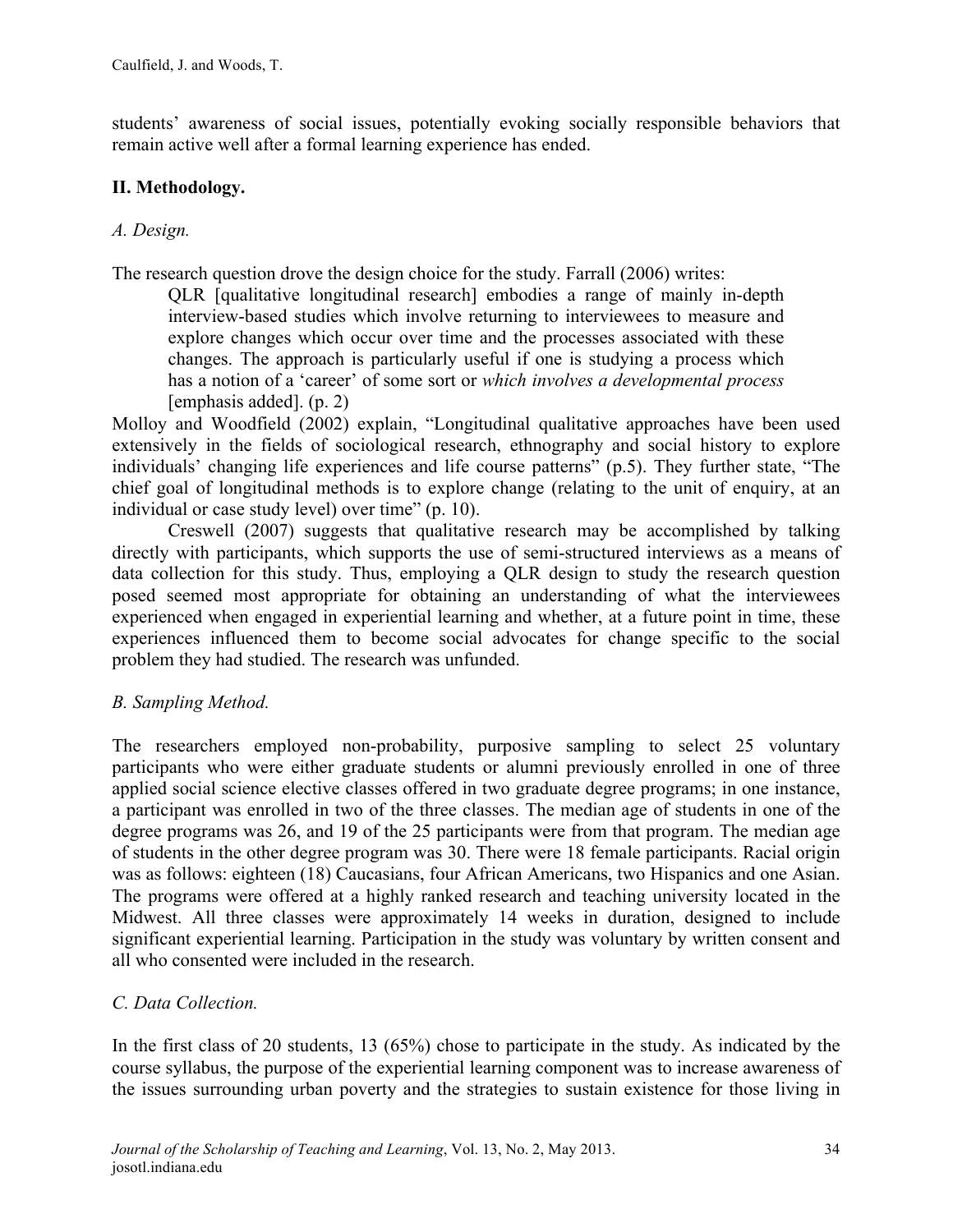students' awareness of social issues, potentially evoking socially responsible behaviors that remain active well after a formal learning experience has ended.

## II. Methodology.

### *A. Design.*

The research question drove the design choice for the study. Farrall (2006) writes:

> QLR [qualitative longitudinal research] embodies a range of mainly in-depth interview-based studies which involve returning to interviewees to measure and explore changes which occur over time and the processes associated with these changes. The approach is particularly useful if one is studying a process which has a notion of a 'career' of some sort or *which involves a developmental process* [emphasis added]. (p. 2)

Molloy and Woodfield (2002) explain, "Longitudinal qualitative approaches have been used extensively in the fields of sociological research, ethnography and social history to explore individuals' changing life experiences and life course patterns" (p.5). They further state, "The chief goal of longitudinal methods is to explore change (relating to the unit of enquiry, at an individual or case study level) over time" (p. 10).

Creswell (2007) suggests that qualitative research may be accomplished by talking directly with participants, which supports the use of semi-structured interviews as a means of data collection for this study. Thus, employing a QLR design to study the research question posed seemed most appropriate for obtaining an understanding of what the interviewees experienced when engaged in experiential learning and whether, at a future point in time, these experiences influenced them to become social advocates for change specific to the social problem they had studied. The research was unfunded.

### *B. Sampling Method.*

The researchers employed non-probability, purposive sampling to select 25 voluntary participants who were either graduate students or alumni previously enrolled in one of three applied social science elective classes offered in two graduate degree programs; in one instance, a participant was enrolled in two of the three classes. The median age of students in one of the degree programs was 26, and 19 of the 25 participants were from that program. The median age of students in the other degree program was 30. There were 18 female participants. Racial origin was as follows: eighteen (18) Caucasians, four African Americans, two Hispanics and one Asian. The programs were offered at a highly ranked research and teaching university located in the Midwest. All three classes were approximately 14 weeks in duration, designed to include significant experiential learning. Participation in the study was voluntary by written consent and all who consented were included in the research.

### *C. Data Collection.*

In the first class of 20 students, 13 (65%) chose to participate in the study. As indicated by the course syllabus, the purpose of the experiential learning component was to increase awareness of the issues surrounding urban poverty and the strategies to sustain existence for those living in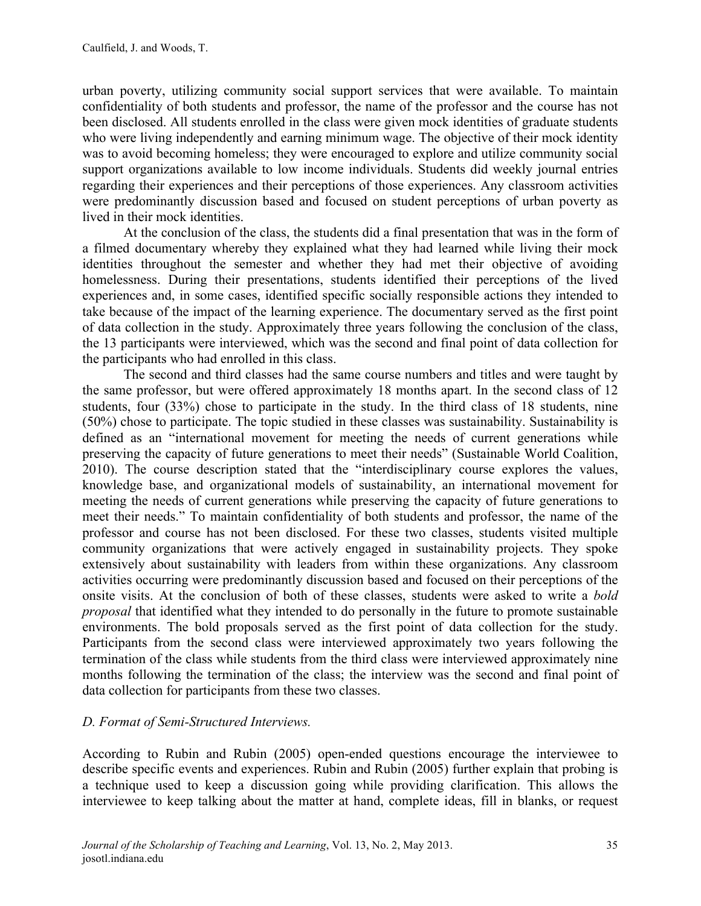urban poverty, utilizing community social support services that were available. To maintain confidentiality of both students and professor, the name of the professor and the course has not been disclosed. All students enrolled in the class were given mock identities of graduate students who were living independently and earning minimum wage. The objective of their mock identity was to avoid becoming homeless; they were encouraged to explore and utilize community social support organizations available to low income individuals. Students did weekly journal entries regarding their experiences and their perceptions of those experiences. Any classroom activities were predominantly discussion based and focused on student perceptions of urban poverty as lived in their mock identities.

At the conclusion of the class, the students did a final presentation that was in the form of a filmed documentary whereby they explained what they had learned while living their mock identities throughout the semester and whether they had met their objective of avoiding homelessness. During their presentations, students identified their perceptions of the lived experiences and, in some cases, identified specific socially responsible actions they intended to take because of the impact of the learning experience. The documentary served as the first point of data collection in the study. Approximately three years following the conclusion of the class, the 13 participants were interviewed, which was the second and final point of data collection for the participants who had enrolled in this class.

The second and third classes had the same course numbers and titles and were taught by the same professor, but were offered approximately 18 months apart. In the second class of 12 students, four (33%) chose to participate in the study. In the third class of 18 students, nine (50%) chose to participate. The topic studied in these classes was sustainability. Sustainability is defined as an "international movement for meeting the needs of current generations while preserving the capacity of future generations to meet their needs" (Sustainable World Coalition, 2010). The course description stated that the "interdisciplinary course explores the values, knowledge base, and organizational models of sustainability, an international movement for meeting the needs of current generations while preserving the capacity of future generations to meet their needs." To maintain confidentiality of both students and professor, the name of the professor and course has not been disclosed. For these two classes, students visited multiple community organizations that were actively engaged in sustainability projects. They spoke extensively about sustainability with leaders from within these organizations. Any classroom activities occurring were predominantly discussion based and focused on their perceptions of the onsite visits. At the conclusion of both of these classes, students were asked to write a *bold proposal* that identified what they intended to do personally in the future to promote sustainable environments. The bold proposals served as the first point of data collection for the study. Participants from the second class were interviewed approximately two years following the termination of the class while students from the third class were interviewed approximately nine months following the termination of the class; the interview was the second and final point of data collection for participants from these two classes.

### *D. Format of Semi-Structured Interviews.*

According to Rubin and Rubin (2005) open-ended questions encourage the interviewee to describe specific events and experiences. Rubin and Rubin (2005) further explain that probing is a technique used to keep a discussion going while providing clarification. This allows the interviewee to keep talking about the matter at hand, complete ideas, fill in blanks, or request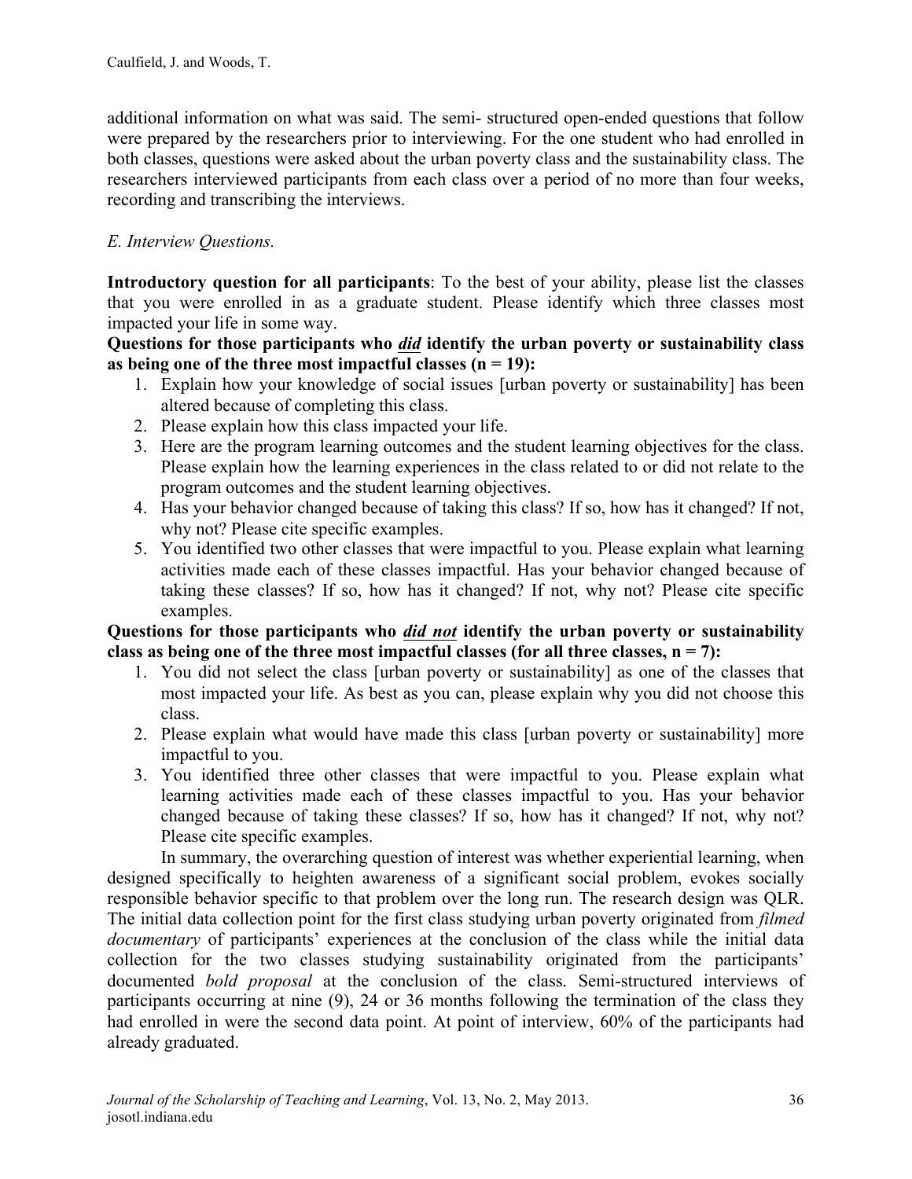additional information on what was said. The semi- structured open-ended questions that follow were prepared by the researchers prior to interviewing. For the one student who had enrolled in both classes, questions were asked about the urban poverty class and the sustainability class. The researchers interviewed participants from each class over a period of no more than four weeks, recording and transcribing the interviews.

*E. Interview Questions.*

**Introductory question for all participants**: To the best of your ability, please list the classes that you were enrolled in as a graduate student. Please identify which three classes most impacted your life in some way.

**Questions for those participants who *did* identify the urban poverty or sustainability class as being one of the three most impactful classes (n = 19):**

1. Explain how your knowledge of social issues [urban poverty or sustainability] has been altered because of completing this class.
2. Please explain how this class impacted your life.
3. Here are the program learning outcomes and the student learning objectives for the class. Please explain how the learning experiences in the class related to or did not relate to the program outcomes and the student learning objectives.
4. Has your behavior changed because of taking this class? If so, how has it changed? If not, why not? Please cite specific examples.
5. You identified two other classes that were impactful to you. Please explain what learning activities made each of these classes impactful. Has your behavior changed because of taking these classes? If so, how has it changed? If not, why not? Please cite specific examples.

**Questions for those participants who *did not* identify the urban poverty or sustainability class as being one of the three most impactful classes (for all three classes, n = 7):**

1. You did not select the class [urban poverty or sustainability] as one of the classes that most impacted your life. As best as you can, please explain why you did not choose this class.
2. Please explain what would have made this class [urban poverty or sustainability] more impactful to you.
3. You identified three other classes that were impactful to you. Please explain what learning activities made each of these classes impactful to you. Has your behavior changed because of taking these classes? If so, how has it changed? If not, why not? Please cite specific examples.

In summary, the overarching question of interest was whether experiential learning, when designed specifically to heighten awareness of a significant social problem, evokes socially responsible behavior specific to that problem over the long run. The research design was QLR. The initial data collection point for the first class studying urban poverty originated from *filmed documentary* of participants' experiences at the conclusion of the class while the initial data collection for the two classes studying sustainability originated from the participants' documented *bold proposal* at the conclusion of the class. Semi-structured interviews of participants occurring at nine (9), 24 or 36 months following the termination of the class they had enrolled in were the second data point. At point of interview, 60% of the participants had already graduated.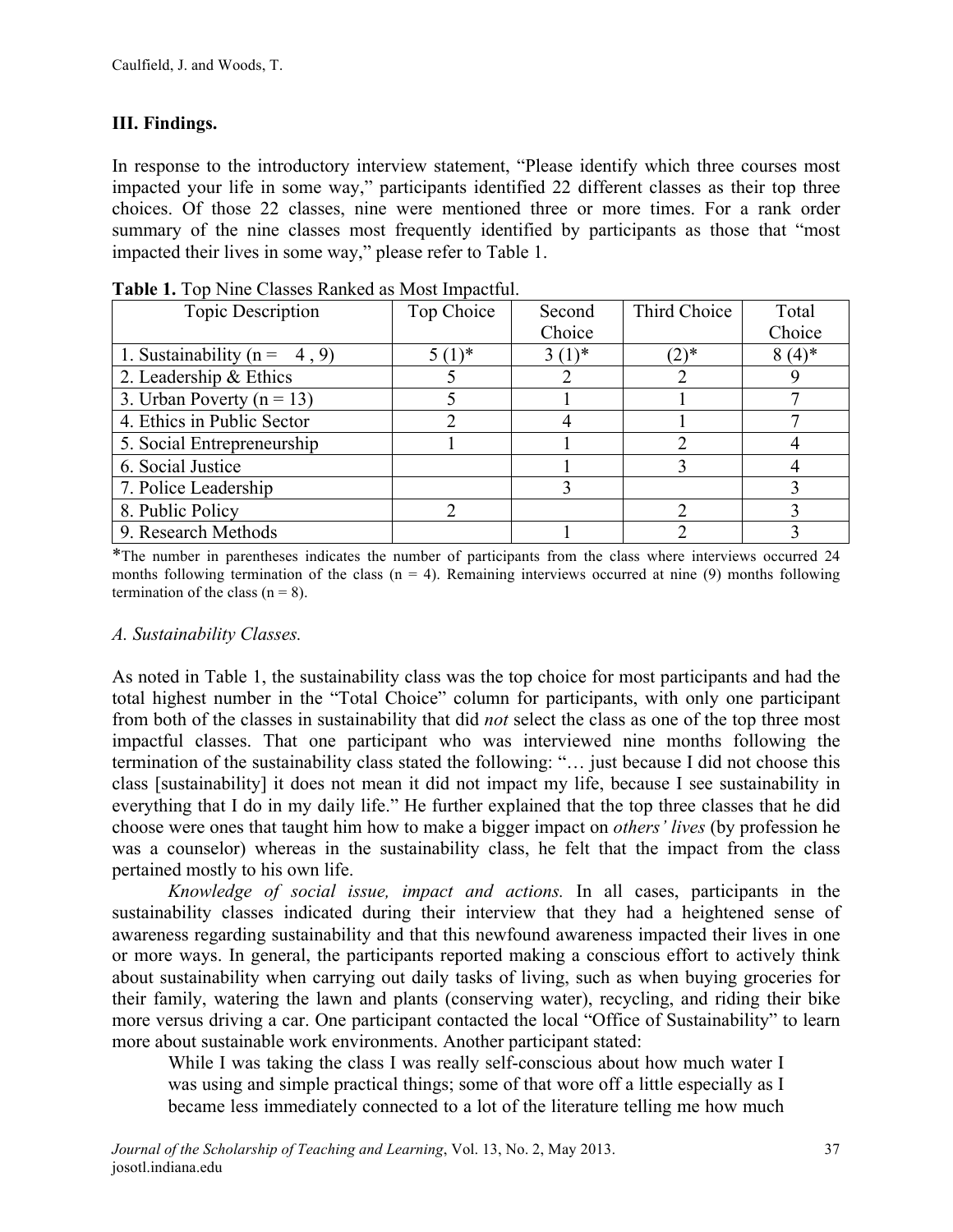## III. Findings.

In response to the introductory interview statement, "Please identify which three courses most impacted your life in some way," participants identified 22 different classes as their top three choices. Of those 22 classes, nine were mentioned three or more times. For a rank order summary of the nine classes most frequently identified by participants as those that "most impacted their lives in some way," please refer to Table 1.

**Table 1.** Top Nine Classes Ranked as Most Impactful.

| Topic Description | Top Choice | Second Choice | Third Choice | Total Choice |
|---|---|---|---|---|
| 1. Sustainability (n = 4 , 9) | 5 (1)* | 3 (1)* | (2)* | 8 (4)* |
| 2. Leadership & Ethics | 5 | 2 | 2 | 9 |
| 3. Urban Poverty (n = 13) | 5 | 1 | 1 | 7 |
| 4. Ethics in Public Sector | 2 | 4 | 1 | 7 |
| 5. Social Entrepreneurship | 1 | 1 | 2 | 4 |
| 6. Social Justice | | 1 | 3 | 4 |
| 7. Police Leadership | | 3 | | 3 |
| 8. Public Policy | 2 | | 2 | 3 |
| 9. Research Methods | | 1 | 2 | 3 |

*The number in parentheses indicates the number of participants from the class where interviews occurred 24 months following termination of the class (n = 4). Remaining interviews occurred at nine (9) months following termination of the class (n = 8).

### *A. Sustainability Classes.*

As noted in Table 1, the sustainability class was the top choice for most participants and had the total highest number in the "Total Choice" column for participants, with only one participant from both of the classes in sustainability that did *not* select the class as one of the top three most impactful classes. That one participant who was interviewed nine months following the termination of the sustainability class stated the following: "… just because I did not choose this class [sustainability] it does not mean it did not impact my life, because I see sustainability in everything that I do in my daily life." He further explained that the top three classes that he did choose were ones that taught him how to make a bigger impact on *others' lives* (by profession he was a counselor) whereas in the sustainability class, he felt that the impact from the class pertained mostly to his own life.

*Knowledge of social issue, impact and actions.* In all cases, participants in the sustainability classes indicated during their interview that they had a heightened sense of awareness regarding sustainability and that this newfound awareness impacted their lives in one or more ways. In general, the participants reported making a conscious effort to actively think about sustainability when carrying out daily tasks of living, such as when buying groceries for their family, watering the lawn and plants (conserving water), recycling, and riding their bike more versus driving a car. One participant contacted the local "Office of Sustainability" to learn more about sustainable work environments. Another participant stated:

> While I was taking the class I was really self-conscious about how much water I was using and simple practical things; some of that wore off a little especially as I became less immediately connected to a lot of the literature telling me how much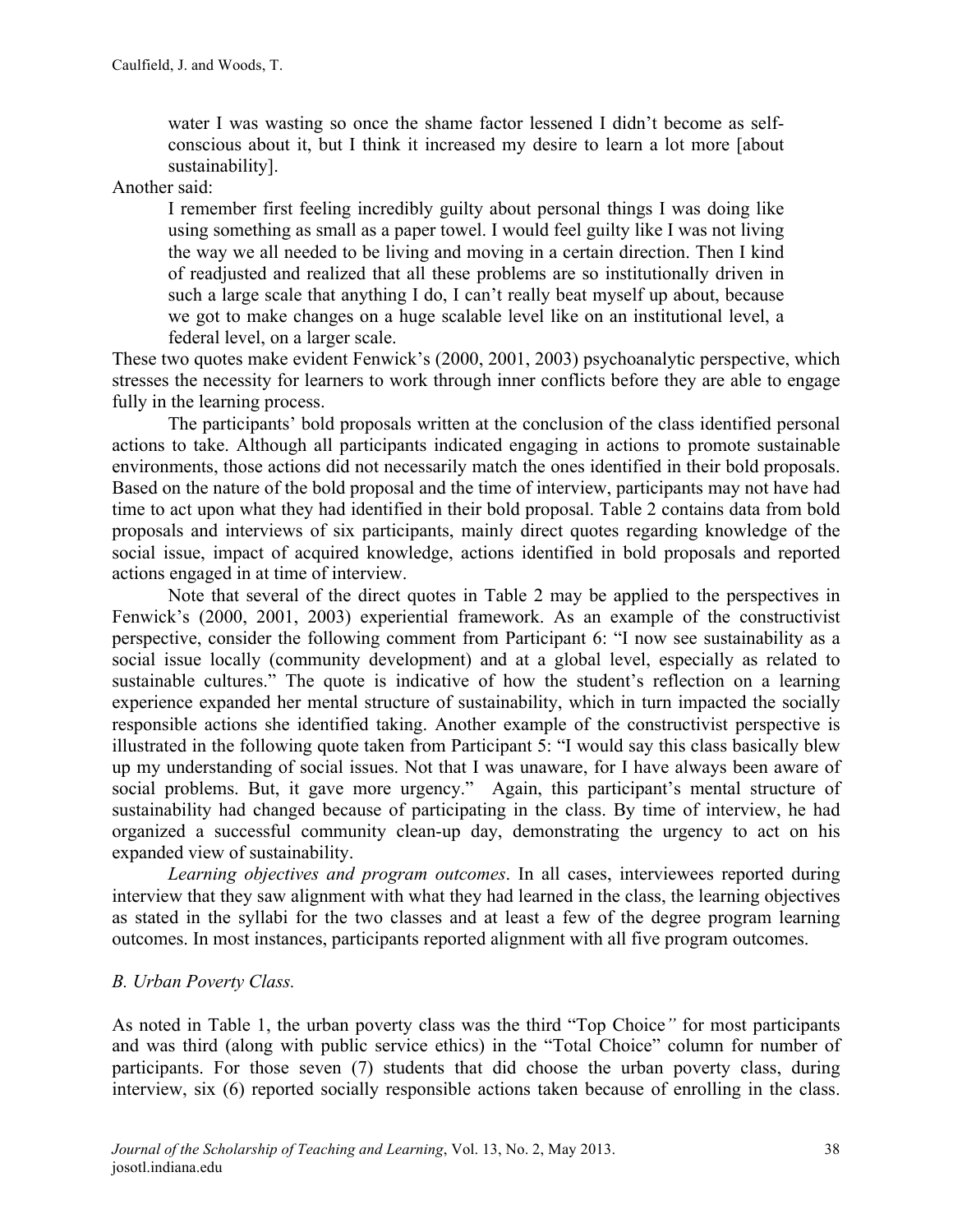> water I was wasting so once the shame factor lessened I didn't become as self-conscious about it, but I think it increased my desire to learn a lot more [about sustainability].

Another said:

> I remember first feeling incredibly guilty about personal things I was doing like using something as small as a paper towel. I would feel guilty like I was not living the way we all needed to be living and moving in a certain direction. Then I kind of readjusted and realized that all these problems are so institutionally driven in such a large scale that anything I do, I can't really beat myself up about, because we got to make changes on a huge scalable level like on an institutional level, a federal level, on a larger scale.

These two quotes make evident Fenwick's (2000, 2001, 2003) psychoanalytic perspective, which stresses the necessity for learners to work through inner conflicts before they are able to engage fully in the learning process.

The participants' bold proposals written at the conclusion of the class identified personal actions to take. Although all participants indicated engaging in actions to promote sustainable environments, those actions did not necessarily match the ones identified in their bold proposals. Based on the nature of the bold proposal and the time of interview, participants may not have had time to act upon what they had identified in their bold proposal. Table 2 contains data from bold proposals and interviews of six participants, mainly direct quotes regarding knowledge of the social issue, impact of acquired knowledge, actions identified in bold proposals and reported actions engaged in at time of interview.

Note that several of the direct quotes in Table 2 may be applied to the perspectives in Fenwick's (2000, 2001, 2003) experiential framework. As an example of the constructivist perspective, consider the following comment from Participant 6: "I now see sustainability as a social issue locally (community development) and at a global level, especially as related to sustainable cultures." The quote is indicative of how the student's reflection on a learning experience expanded her mental structure of sustainability, which in turn impacted the socially responsible actions she identified taking. Another example of the constructivist perspective is illustrated in the following quote taken from Participant 5: "I would say this class basically blew up my understanding of social issues. Not that I was unaware, for I have always been aware of social problems. But, it gave more urgency." Again, this participant's mental structure of sustainability had changed because of participating in the class. By time of interview, he had organized a successful community clean-up day, demonstrating the urgency to act on his expanded view of sustainability.

*Learning objectives and program outcomes*. In all cases, interviewees reported during interview that they saw alignment with what they had learned in the class, the learning objectives as stated in the syllabi for the two classes and at least a few of the degree program learning outcomes. In most instances, participants reported alignment with all five program outcomes.

### *B. Urban Poverty Class.*

As noted in Table 1, the urban poverty class was the third "Top Choice*"* for most participants and was third (along with public service ethics) in the "Total Choice" column for number of participants. For those seven (7) students that did choose the urban poverty class, during interview, six (6) reported socially responsible actions taken because of enrolling in the class.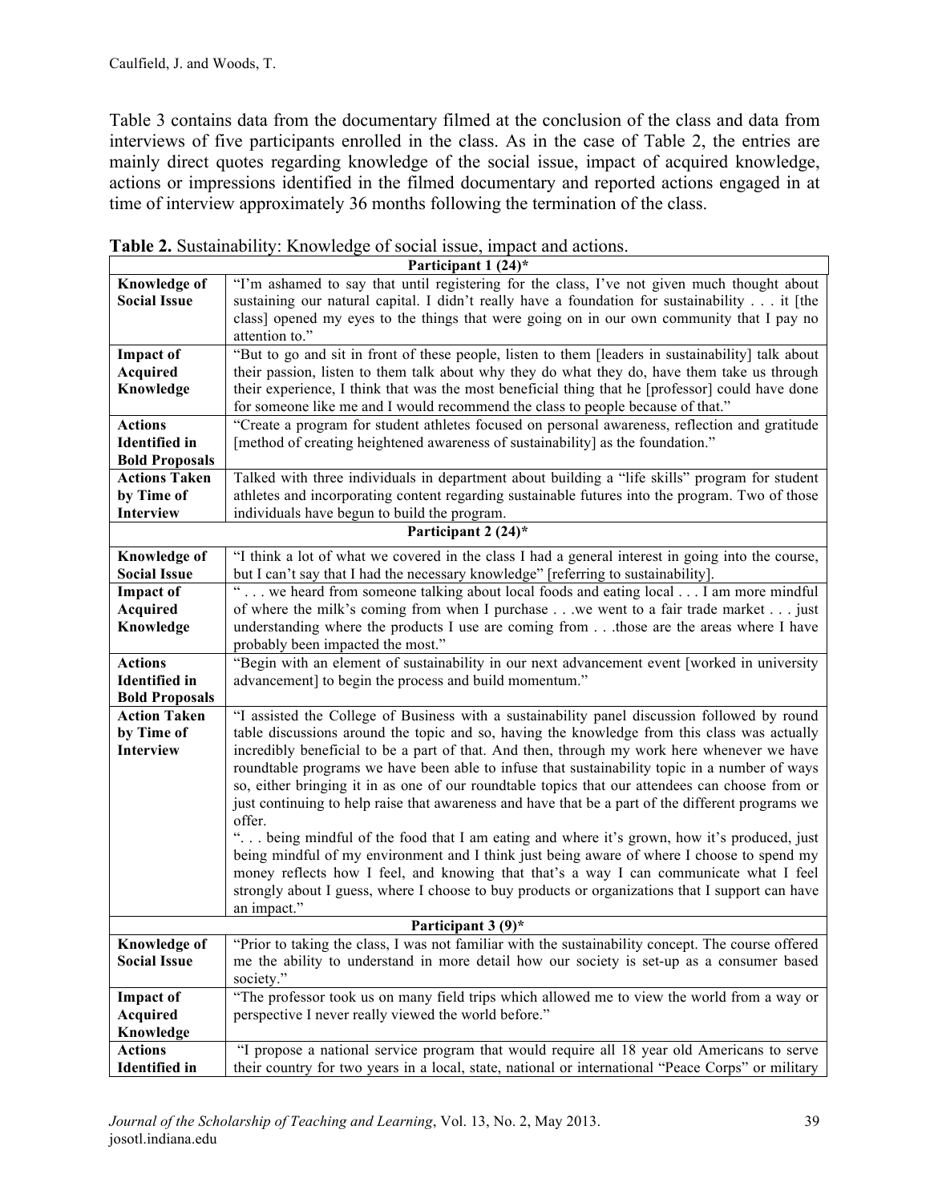Table 3 contains data from the documentary filmed at the conclusion of the class and data from interviews of five participants enrolled in the class. As in the case of Table 2, the entries are mainly direct quotes regarding knowledge of the social issue, impact of acquired knowledge, actions or impressions identified in the filmed documentary and reported actions engaged in at time of interview approximately 36 months following the termination of the class.

**Table 2.** Sustainability: Knowledge of social issue, impact and actions.

| Participant 1 (24)* | |
|---|---|
| **Knowledge of Social Issue** | "I'm ashamed to say that until registering for the class, I've not given much thought about sustaining our natural capital. I didn't really have a foundation for sustainability . . . it [the class] opened my eyes to the things that were going on in our own community that I pay no attention to." |
| **Impact of Acquired Knowledge** | "But to go and sit in front of these people, listen to them [leaders in sustainability] talk about their passion, listen to them talk about why they do what they do, have them take us through their experience, I think that was the most beneficial thing that he [professor] could have done for someone like me and I would recommend the class to people because of that." |
| **Actions Identified in Bold Proposals** | "Create a program for student athletes focused on personal awareness, reflection and gratitude [method of creating heightened awareness of sustainability] as the foundation." |
| **Actions Taken by Time of Interview** | Talked with three individuals in department about building a "life skills" program for student athletes and incorporating content regarding sustainable futures into the program. Two of those individuals have begun to build the program. |
| **Participant 2 (24)*** | |
| **Knowledge of Social Issue** | "I think a lot of what we covered in the class I had a general interest in going into the course, but I can't say that I had the necessary knowledge" [referring to sustainability]. |
| **Impact of Acquired Knowledge** | " . . . we heard from someone talking about local foods and eating local . . . I am more mindful of where the milk's coming from when I purchase . . .we went to a fair trade market . . . just understanding where the products I use are coming from . . .those are the areas where I have probably been impacted the most." |
| **Actions Identified in Bold Proposals** | "Begin with an element of sustainability in our next advancement event [worked in university advancement] to begin the process and build momentum." |
| **Action Taken by Time of Interview** | "I assisted the College of Business with a sustainability panel discussion followed by round table discussions around the topic and so, having the knowledge from this class was actually incredibly beneficial to be a part of that. And then, through my work here whenever we have roundtable programs we have been able to infuse that sustainability topic in a number of ways so, either bringing it in as one of our roundtable topics that our attendees can choose from or just continuing to help raise that awareness and have that be a part of the different programs we offer.<br>". . . being mindful of the food that I am eating and where it's grown, how it's produced, just being mindful of my environment and I think just being aware of where I choose to spend my money reflects how I feel, and knowing that that's a way I can communicate what I feel strongly about I guess, where I choose to buy products or organizations that I support can have an impact." |
| **Participant 3 (9)*** | |
| **Knowledge of Social Issue** | "Prior to taking the class, I was not familiar with the sustainability concept. The course offered me the ability to understand in more detail how our society is set-up as a consumer based society." |
| **Impact of Acquired Knowledge** | "The professor took us on many field trips which allowed me to view the world from a way or perspective I never really viewed the world before." |
| **Actions Identified in** | "I propose a national service program that would require all 18 year old Americans to serve their country for two years in a local, state, national or international "Peace Corps" or military |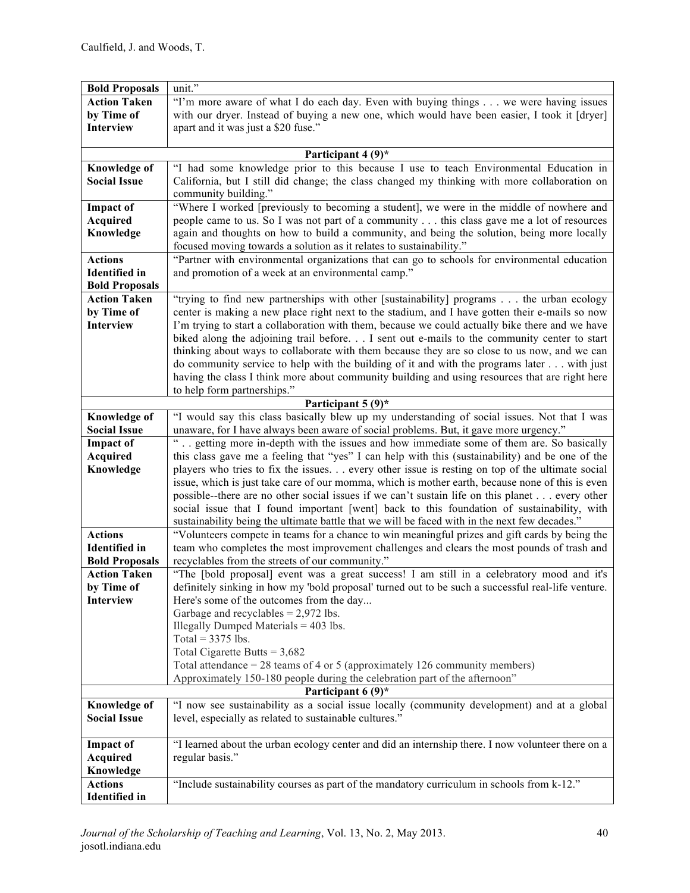| | |
|---|---|
| **Bold Proposals** | unit." |
| **Action Taken by Time of Interview** | "I'm more aware of what I do each day. Even with buying things . . . we were having issues with our dryer. Instead of buying a new one, which would have been easier, I took it [dryer] apart and it was just a $20 fuse." |
| **Participant 4 (9)*** | |
| **Knowledge of Social Issue** | "I had some knowledge prior to this because I use to teach Environmental Education in California, but I still did change; the class changed my thinking with more collaboration on community building." |
| **Impact of Acquired Knowledge** | "Where I worked [previously to becoming a student], we were in the middle of nowhere and people came to us. So I was not part of a community . . . this class gave me a lot of resources again and thoughts on how to build a community, and being the solution, being more locally focused moving towards a solution as it relates to sustainability." |
| **Actions Identified in Bold Proposals** | "Partner with environmental organizations that can go to schools for environmental education and promotion of a week at an environmental camp." |
| **Action Taken by Time of Interview** | "trying to find new partnerships with other [sustainability] programs . . . the urban ecology center is making a new place right next to the stadium, and I have gotten their e-mails so now I'm trying to start a collaboration with them, because we could actually bike there and we have biked along the adjoining trail before. . . I sent out e-mails to the community center to start thinking about ways to collaborate with them because they are so close to us now, and we can do community service to help with the building of it and with the programs later . . . with just having the class I think more about community building and using resources that are right here to help form partnerships." |
| **Participant 5 (9)*** | |
| **Knowledge of Social Issue** | "I would say this class basically blew up my understanding of social issues. Not that I was unaware, for I have always been aware of social problems. But, it gave more urgency." |
| **Impact of Acquired Knowledge** | " . . getting more in-depth with the issues and how immediate some of them are. So basically this class gave me a feeling that "yes" I can help with this (sustainability) and be one of the players who tries to fix the issues. . . every other issue is resting on top of the ultimate social issue, which is just take care of our momma, which is mother earth, because none of this is even possible--there are no other social issues if we can't sustain life on this planet . . . every other social issue that I found important [went] back to this foundation of sustainability, with sustainability being the ultimate battle that we will be faced with in the next few decades." |
| **Actions Identified in Bold Proposals** | "Volunteers compete in teams for a chance to win meaningful prizes and gift cards by being the team who completes the most improvement challenges and clears the most pounds of trash and recyclables from the streets of our community." |
| **Action Taken by Time of Interview** | "The [bold proposal] event was a great success! I am still in a celebratory mood and it's definitely sinking in how my 'bold proposal' turned out to be such a successful real-life venture. Here's some of the outcomes from the day...<br>Garbage and recyclables = 2,972 lbs.<br>Illegally Dumped Materials = 403 lbs.<br>Total = 3375 lbs.<br>Total Cigarette Butts = 3,682<br>Total attendance = 28 teams of 4 or 5 (approximately 126 community members)<br>Approximately 150-180 people during the celebration part of the afternoon" |
| **Participant 6 (9)*** | |
| **Knowledge of Social Issue** | "I now see sustainability as a social issue locally (community development) and at a global level, especially as related to sustainable cultures." |
| **Impact of Acquired Knowledge** | "I learned about the urban ecology center and did an internship there. I now volunteer there on a regular basis." |
| **Actions Identified in** | "Include sustainability courses as part of the mandatory curriculum in schools from k-12." |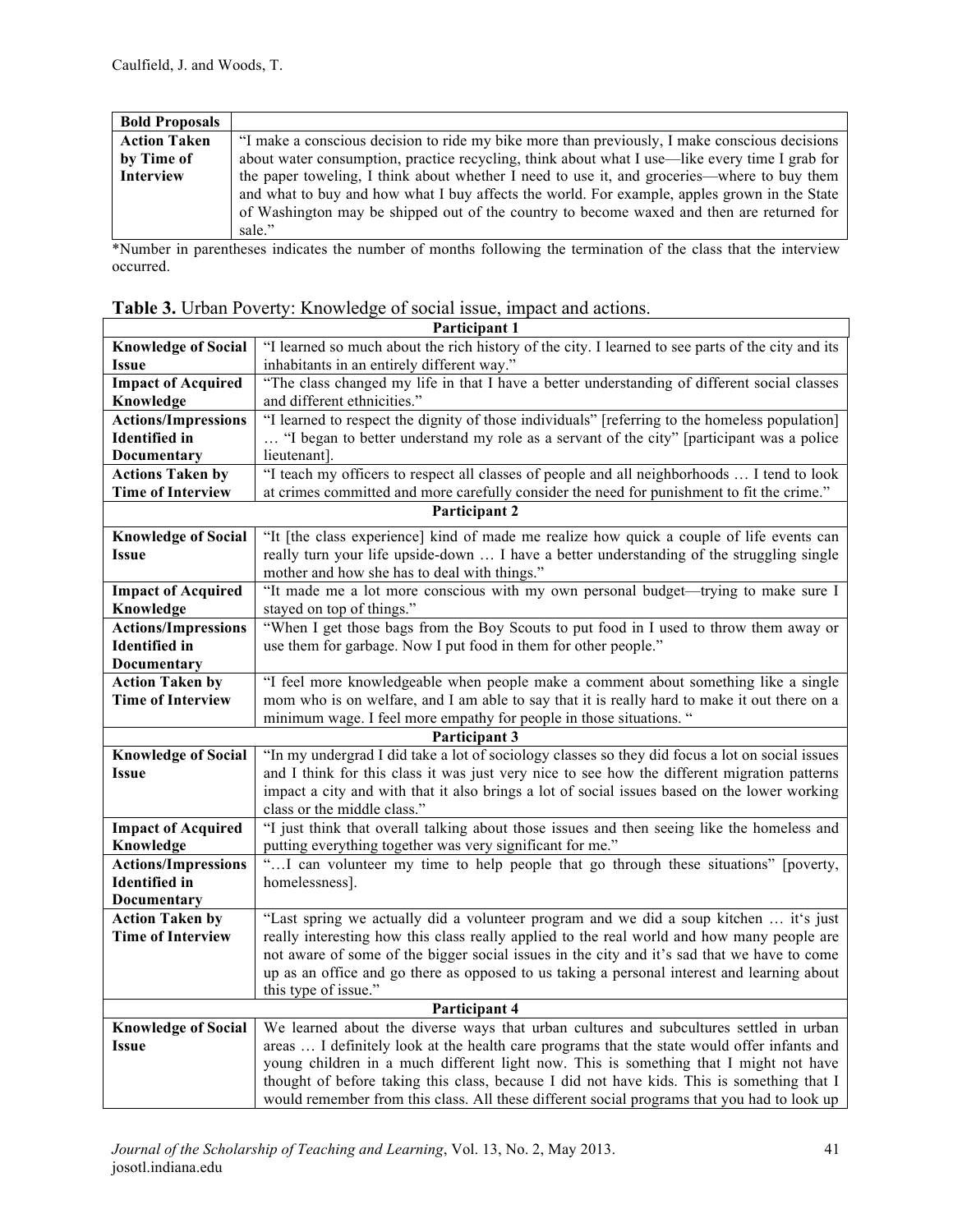| Bold Proposals | |
|---|---|
| **Action Taken by Time of Interview** | "I make a conscious decision to ride my bike more than previously, I make conscious decisions about water consumption, practice recycling, think about what I use—like every time I grab for the paper toweling, I think about whether I need to use it, and groceries—where to buy them and what to buy and how what I buy affects the world. For example, apples grown in the State of Washington may be shipped out of the country to become waxed and then are returned for sale." |

*Number in parentheses indicates the number of months following the termination of the class that the interview occurred.

**Table 3.** Urban Poverty: Knowledge of social issue, impact and actions.

| | |
|---|---|
| **Participant 1** | |
| **Knowledge of Social Issue** | "I learned so much about the rich history of the city. I learned to see parts of the city and its inhabitants in an entirely different way." |
| **Impact of Acquired Knowledge** | "The class changed my life in that I have a better understanding of different social classes and different ethnicities." |
| **Actions/Impressions Identified in Documentary** | "I learned to respect the dignity of those individuals" [referring to the homeless population] … "I began to better understand my role as a servant of the city" [participant was a police lieutenant]. |
| **Actions Taken by Time of Interview** | "I teach my officers to respect all classes of people and all neighborhoods … I tend to look at crimes committed and more carefully consider the need for punishment to fit the crime." |
| **Participant 2** | |
| **Knowledge of Social Issue** | "It [the class experience] kind of made me realize how quick a couple of life events can really turn your life upside-down … I have a better understanding of the struggling single mother and how she has to deal with things." |
| **Impact of Acquired Knowledge** | "It made me a lot more conscious with my own personal budget—trying to make sure I stayed on top of things." |
| **Actions/Impressions Identified in Documentary** | "When I get those bags from the Boy Scouts to put food in I used to throw them away or use them for garbage. Now I put food in them for other people." |
| **Action Taken by Time of Interview** | "I feel more knowledgeable when people make a comment about something like a single mom who is on welfare, and I am able to say that it is really hard to make it out there on a minimum wage. I feel more empathy for people in those situations. " |
| **Participant 3** | |
| **Knowledge of Social Issue** | "In my undergrad I did take a lot of sociology classes so they did focus a lot on social issues and I think for this class it was just very nice to see how the different migration patterns impact a city and with that it also brings a lot of social issues based on the lower working class or the middle class." |
| **Impact of Acquired Knowledge** | "I just think that overall talking about those issues and then seeing like the homeless and putting everything together was very significant for me." |
| **Actions/Impressions Identified in Documentary** | "…I can volunteer my time to help people that go through these situations" [poverty, homelessness]. |
| **Action Taken by Time of Interview** | "Last spring we actually did a volunteer program and we did a soup kitchen … it's just really interesting how this class really applied to the real world and how many people are not aware of some of the bigger social issues in the city and it's sad that we have to come up as an office and go there as opposed to us taking a personal interest and learning about this type of issue." |
| **Participant 4** | |
| **Knowledge of Social Issue** | We learned about the diverse ways that urban cultures and subcultures settled in urban areas … I definitely look at the health care programs that the state would offer infants and young children in a much different light now. This is something that I might not have thought of before taking this class, because I did not have kids. This is something that I would remember from this class. All these different social programs that you had to look up |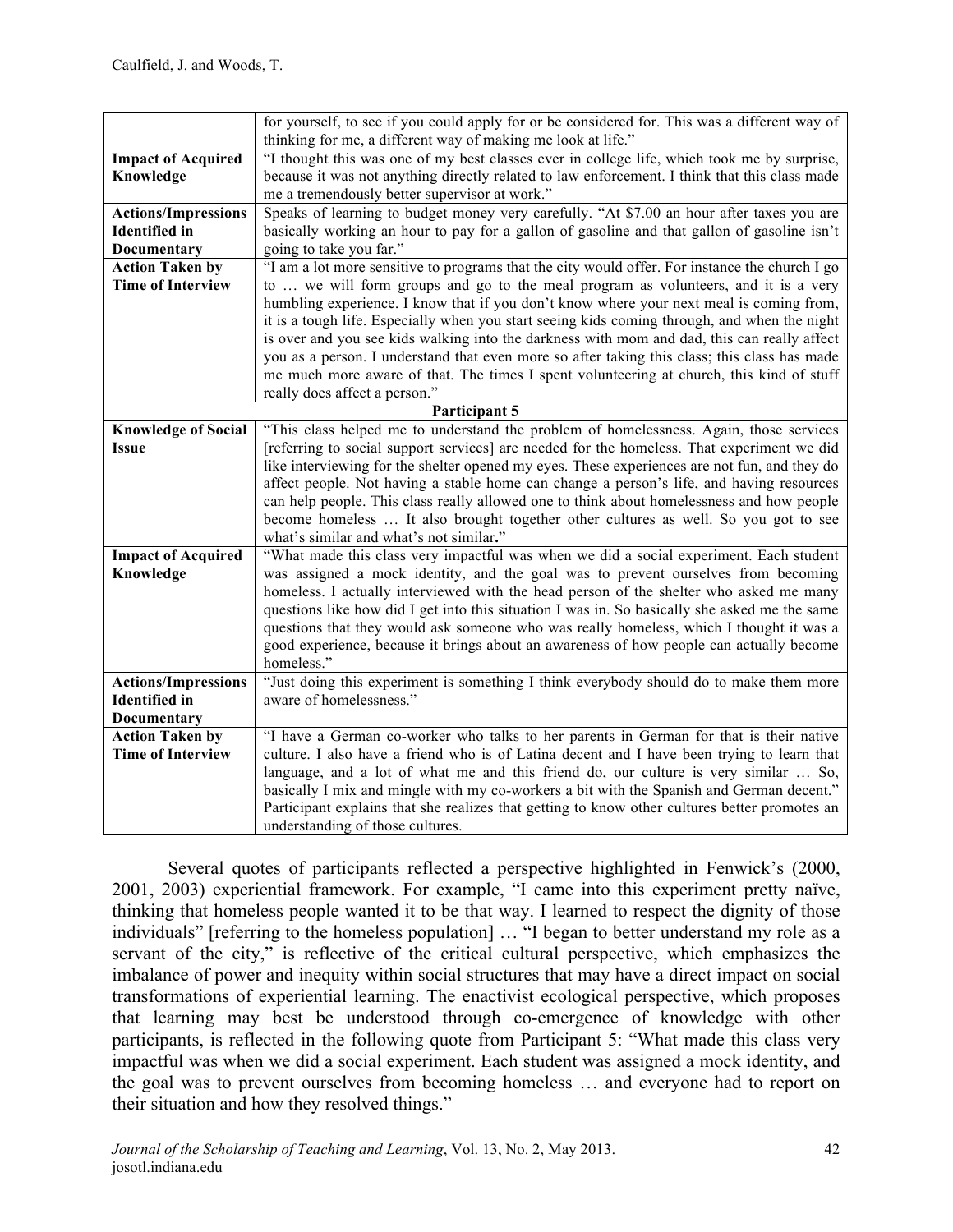| | |
|---|---|
| | for yourself, to see if you could apply for or be considered for. This was a different way of thinking for me, a different way of making me look at life." |
| **Impact of Acquired Knowledge** | "I thought this was one of my best classes ever in college life, which took me by surprise, because it was not anything directly related to law enforcement. I think that this class made me a tremendously better supervisor at work." |
| **Actions/Impressions Identified in Documentary** | Speaks of learning to budget money very carefully. "At $7.00 an hour after taxes you are basically working an hour to pay for a gallon of gasoline and that gallon of gasoline isn't going to take you far." |
| **Action Taken by Time of Interview** | "I am a lot more sensitive to programs that the city would offer. For instance the church I go to … we will form groups and go to the meal program as volunteers, and it is a very humbling experience. I know that if you don't know where your next meal is coming from, it is a tough life. Especially when you start seeing kids coming through, and when the night is over and you see kids walking into the darkness with mom and dad, this can really affect you as a person. I understand that even more so after taking this class; this class has made me much more aware of that. The times I spent volunteering at church, this kind of stuff really does affect a person." |
| **Participant 5** | |
| **Knowledge of Social Issue** | "This class helped me to understand the problem of homelessness. Again, those services [referring to social support services] are needed for the homeless. That experiment we did like interviewing for the shelter opened my eyes. These experiences are not fun, and they do affect people. Not having a stable home can change a person's life, and having resources can help people. This class really allowed one to think about homelessness and how people become homeless … It also brought together other cultures as well. So you got to see what's similar and what's not similar." |
| **Impact of Acquired Knowledge** | "What made this class very impactful was when we did a social experiment. Each student was assigned a mock identity, and the goal was to prevent ourselves from becoming homeless. I actually interviewed with the head person of the shelter who asked me many questions like how did I get into this situation I was in. So basically she asked me the same questions that they would ask someone who was really homeless, which I thought it was a good experience, because it brings about an awareness of how people can actually become homeless." |
| **Actions/Impressions Identified in Documentary** | "Just doing this experiment is something I think everybody should do to make them more aware of homelessness." |
| **Action Taken by Time of Interview** | "I have a German co-worker who talks to her parents in German for that is their native culture. I also have a friend who is of Latina decent and I have been trying to learn that language, and a lot of what me and this friend do, our culture is very similar … So, basically I mix and mingle with my co-workers a bit with the Spanish and German decent." Participant explains that she realizes that getting to know other cultures better promotes an understanding of those cultures. |

Several quotes of participants reflected a perspective highlighted in Fenwick's (2000, 2001, 2003) experiential framework. For example, "I came into this experiment pretty naïve, thinking that homeless people wanted it to be that way. I learned to respect the dignity of those individuals" [referring to the homeless population] … "I began to better understand my role as a servant of the city," is reflective of the critical cultural perspective, which emphasizes the imbalance of power and inequity within social structures that may have a direct impact on social transformations of experiential learning. The enactivist ecological perspective, which proposes that learning may best be understood through co-emergence of knowledge with other participants, is reflected in the following quote from Participant 5: "What made this class very impactful was when we did a social experiment. Each student was assigned a mock identity, and the goal was to prevent ourselves from becoming homeless … and everyone had to report on their situation and how they resolved things."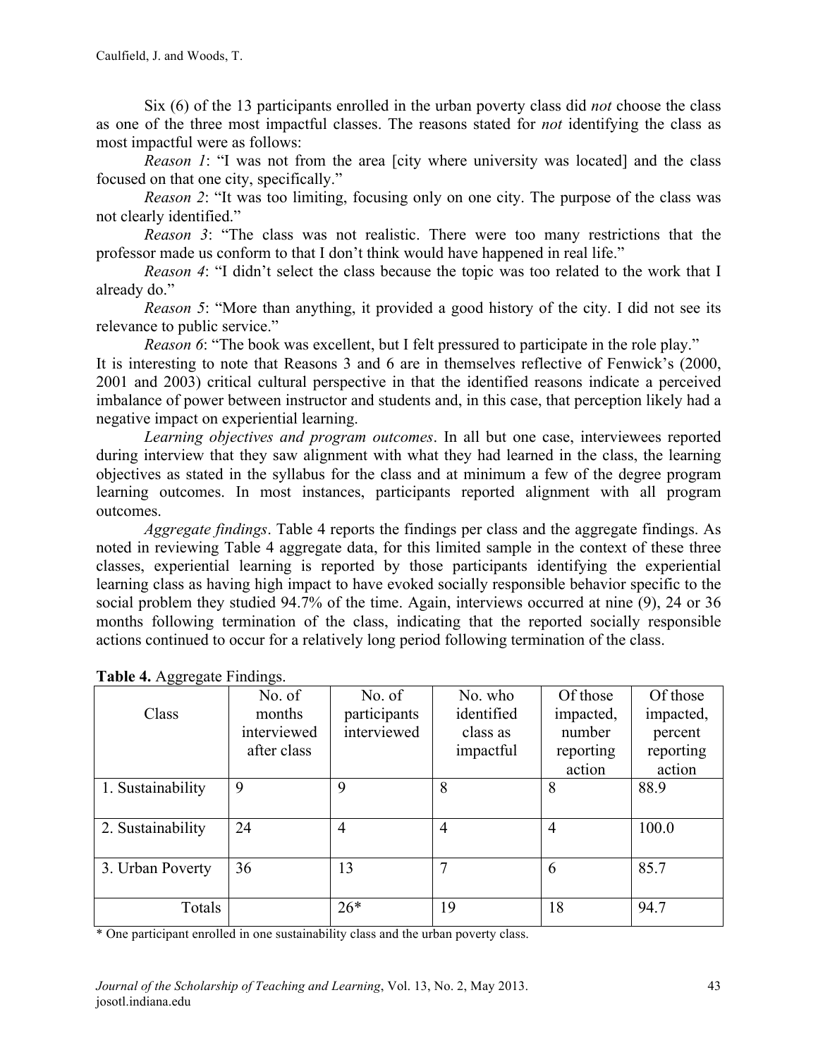Six (6) of the 13 participants enrolled in the urban poverty class did *not* choose the class as one of the three most impactful classes. The reasons stated for *not* identifying the class as most impactful were as follows:

*Reason 1*: "I was not from the area [city where university was located] and the class focused on that one city, specifically."

*Reason 2*: "It was too limiting, focusing only on one city. The purpose of the class was not clearly identified."

*Reason 3*: "The class was not realistic. There were too many restrictions that the professor made us conform to that I don't think would have happened in real life."

*Reason 4*: "I didn't select the class because the topic was too related to the work that I already do."

*Reason 5*: "More than anything, it provided a good history of the city. I did not see its relevance to public service."

*Reason 6*: "The book was excellent, but I felt pressured to participate in the role play."

It is interesting to note that Reasons 3 and 6 are in themselves reflective of Fenwick's (2000, 2001 and 2003) critical cultural perspective in that the identified reasons indicate a perceived imbalance of power between instructor and students and, in this case, that perception likely had a negative impact on experiential learning.

*Learning objectives and program outcomes*. In all but one case, interviewees reported during interview that they saw alignment with what they had learned in the class, the learning objectives as stated in the syllabus for the class and at minimum a few of the degree program learning outcomes. In most instances, participants reported alignment with all program outcomes.

*Aggregate findings*. Table 4 reports the findings per class and the aggregate findings. As noted in reviewing Table 4 aggregate data, for this limited sample in the context of these three classes, experiential learning is reported by those participants identifying the experiential learning class as having high impact to have evoked socially responsible behavior specific to the social problem they studied 94.7% of the time. Again, interviews occurred at nine (9), 24 or 36 months following termination of the class, indicating that the reported socially responsible actions continued to occur for a relatively long period following termination of the class.

**Table 4.** Aggregate Findings.

| Class | No. of months interviewed after class | No. of participants interviewed | No. who identified class as impactful | Of those impacted, number reporting action | Of those impacted, percent reporting action |
|---|---|---|---|---|---|
| 1. Sustainability | 9 | 9 | 8 | 8 | 88.9 |
| 2. Sustainability | 24 | 4 | 4 | 4 | 100.0 |
| 3. Urban Poverty | 36 | 13 | 7 | 6 | 85.7 |
| Totals | | 26* | 19 | 18 | 94.7 |

\* One participant enrolled in one sustainability class and the urban poverty class.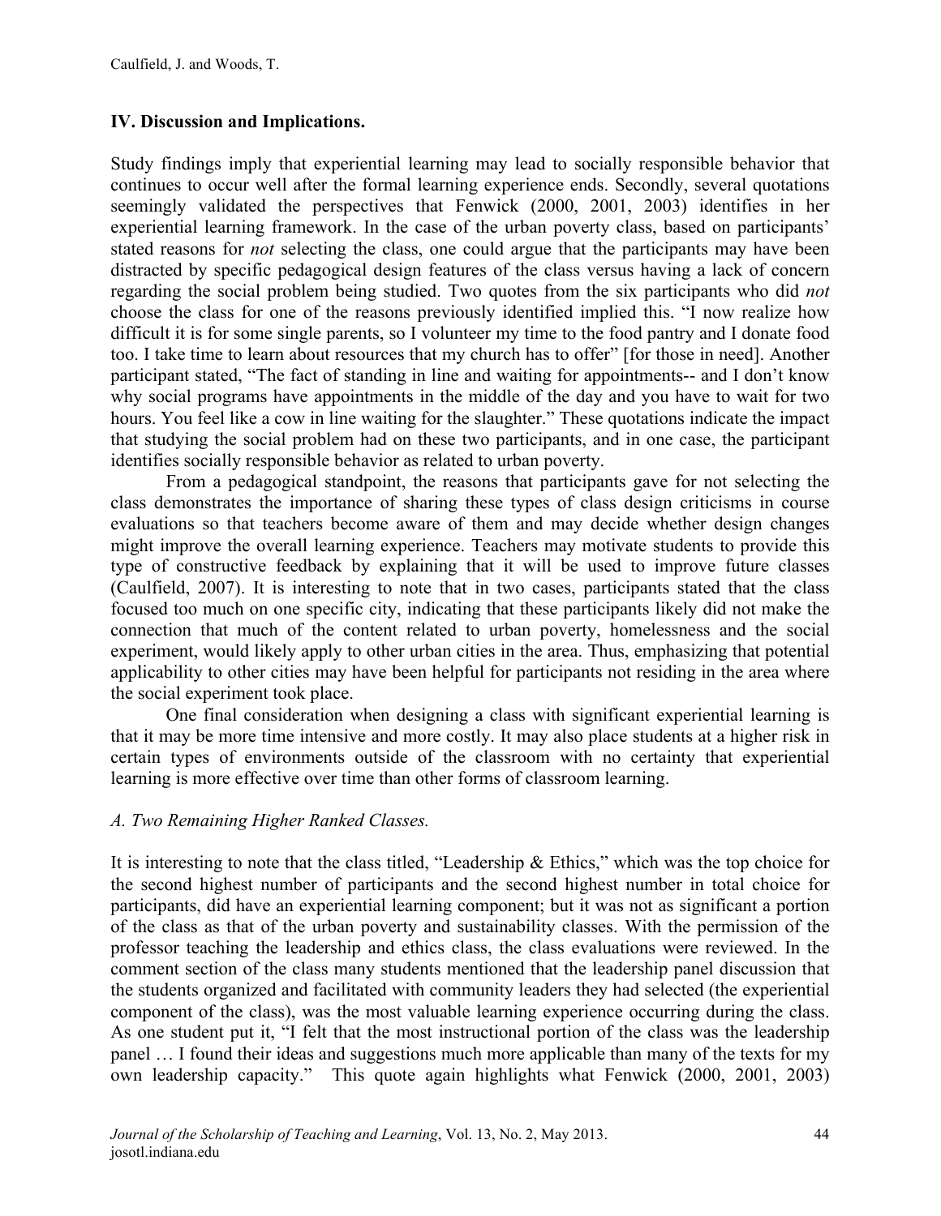## IV. Discussion and Implications.

Study findings imply that experiential learning may lead to socially responsible behavior that continues to occur well after the formal learning experience ends. Secondly, several quotations seemingly validated the perspectives that Fenwick (2000, 2001, 2003) identifies in her experiential learning framework. In the case of the urban poverty class, based on participants' stated reasons for *not* selecting the class, one could argue that the participants may have been distracted by specific pedagogical design features of the class versus having a lack of concern regarding the social problem being studied. Two quotes from the six participants who did *not* choose the class for one of the reasons previously identified implied this. "I now realize how difficult it is for some single parents, so I volunteer my time to the food pantry and I donate food too. I take time to learn about resources that my church has to offer" [for those in need]. Another participant stated, "The fact of standing in line and waiting for appointments-- and I don't know why social programs have appointments in the middle of the day and you have to wait for two hours. You feel like a cow in line waiting for the slaughter." These quotations indicate the impact that studying the social problem had on these two participants, and in one case, the participant identifies socially responsible behavior as related to urban poverty.

From a pedagogical standpoint, the reasons that participants gave for not selecting the class demonstrates the importance of sharing these types of class design criticisms in course evaluations so that teachers become aware of them and may decide whether design changes might improve the overall learning experience. Teachers may motivate students to provide this type of constructive feedback by explaining that it will be used to improve future classes (Caulfield, 2007). It is interesting to note that in two cases, participants stated that the class focused too much on one specific city, indicating that these participants likely did not make the connection that much of the content related to urban poverty, homelessness and the social experiment, would likely apply to other urban cities in the area. Thus, emphasizing that potential applicability to other cities may have been helpful for participants not residing in the area where the social experiment took place.

One final consideration when designing a class with significant experiential learning is that it may be more time intensive and more costly. It may also place students at a higher risk in certain types of environments outside of the classroom with no certainty that experiential learning is more effective over time than other forms of classroom learning.

### *A. Two Remaining Higher Ranked Classes.*

It is interesting to note that the class titled, "Leadership & Ethics," which was the top choice for the second highest number of participants and the second highest number in total choice for participants, did have an experiential learning component; but it was not as significant a portion of the class as that of the urban poverty and sustainability classes. With the permission of the professor teaching the leadership and ethics class, the class evaluations were reviewed. In the comment section of the class many students mentioned that the leadership panel discussion that the students organized and facilitated with community leaders they had selected (the experiential component of the class), was the most valuable learning experience occurring during the class. As one student put it, "I felt that the most instructional portion of the class was the leadership panel … I found their ideas and suggestions much more applicable than many of the texts for my own leadership capacity." This quote again highlights what Fenwick (2000, 2001, 2003)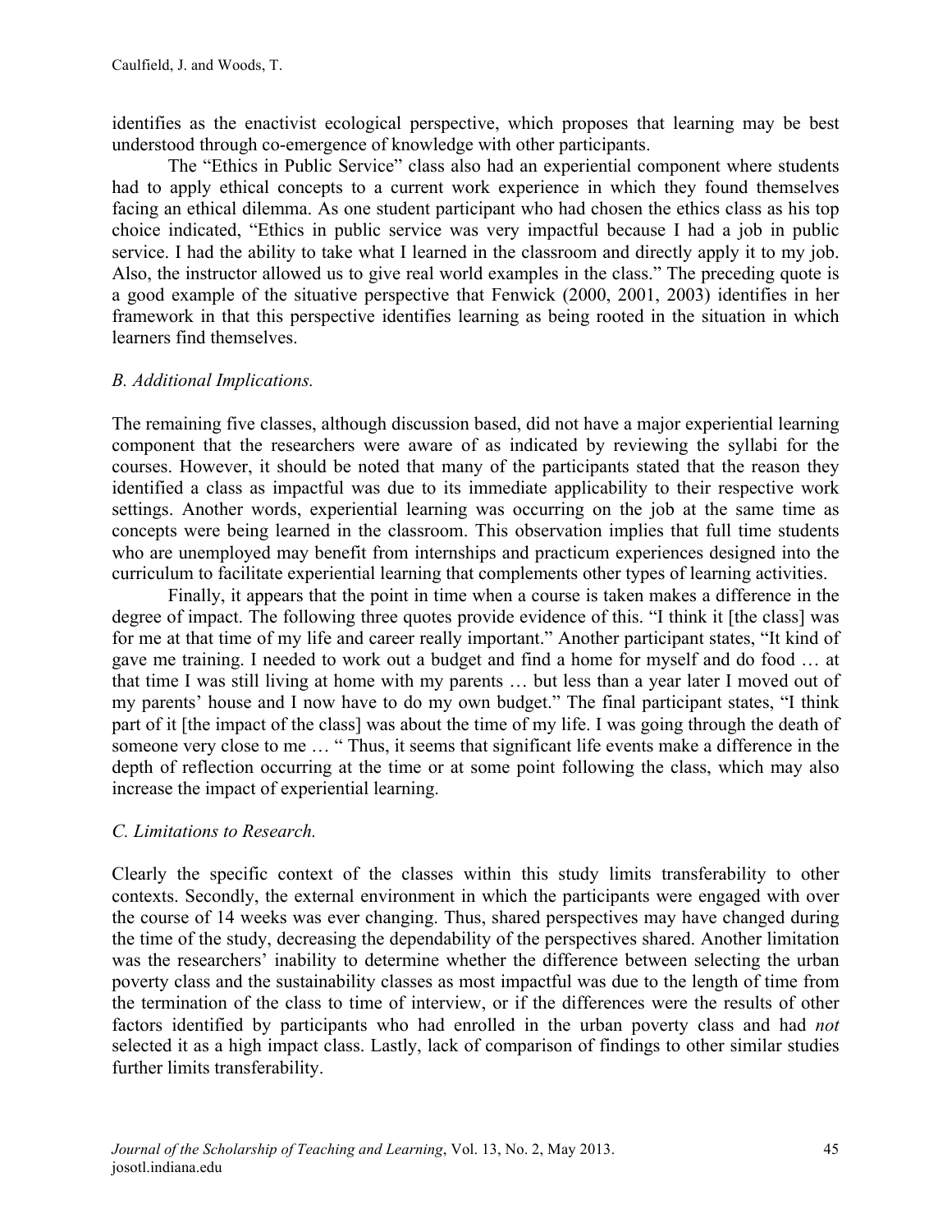identifies as the enactivist ecological perspective, which proposes that learning may be best understood through co-emergence of knowledge with other participants.

The "Ethics in Public Service" class also had an experiential component where students had to apply ethical concepts to a current work experience in which they found themselves facing an ethical dilemma. As one student participant who had chosen the ethics class as his top choice indicated, "Ethics in public service was very impactful because I had a job in public service. I had the ability to take what I learned in the classroom and directly apply it to my job. Also, the instructor allowed us to give real world examples in the class." The preceding quote is a good example of the situative perspective that Fenwick (2000, 2001, 2003) identifies in her framework in that this perspective identifies learning as being rooted in the situation in which learners find themselves.

### *B. Additional Implications.*

The remaining five classes, although discussion based, did not have a major experiential learning component that the researchers were aware of as indicated by reviewing the syllabi for the courses. However, it should be noted that many of the participants stated that the reason they identified a class as impactful was due to its immediate applicability to their respective work settings. Another words, experiential learning was occurring on the job at the same time as concepts were being learned in the classroom. This observation implies that full time students who are unemployed may benefit from internships and practicum experiences designed into the curriculum to facilitate experiential learning that complements other types of learning activities.

Finally, it appears that the point in time when a course is taken makes a difference in the degree of impact. The following three quotes provide evidence of this. "I think it [the class] was for me at that time of my life and career really important." Another participant states, "It kind of gave me training. I needed to work out a budget and find a home for myself and do food … at that time I was still living at home with my parents … but less than a year later I moved out of my parents' house and I now have to do my own budget." The final participant states, "I think part of it [the impact of the class] was about the time of my life. I was going through the death of someone very close to me … " Thus, it seems that significant life events make a difference in the depth of reflection occurring at the time or at some point following the class, which may also increase the impact of experiential learning.

### *C. Limitations to Research.*

Clearly the specific context of the classes within this study limits transferability to other contexts. Secondly, the external environment in which the participants were engaged with over the course of 14 weeks was ever changing. Thus, shared perspectives may have changed during the time of the study, decreasing the dependability of the perspectives shared. Another limitation was the researchers' inability to determine whether the difference between selecting the urban poverty class and the sustainability classes as most impactful was due to the length of time from the termination of the class to time of interview, or if the differences were the results of other factors identified by participants who had enrolled in the urban poverty class and had *not* selected it as a high impact class. Lastly, lack of comparison of findings to other similar studies further limits transferability.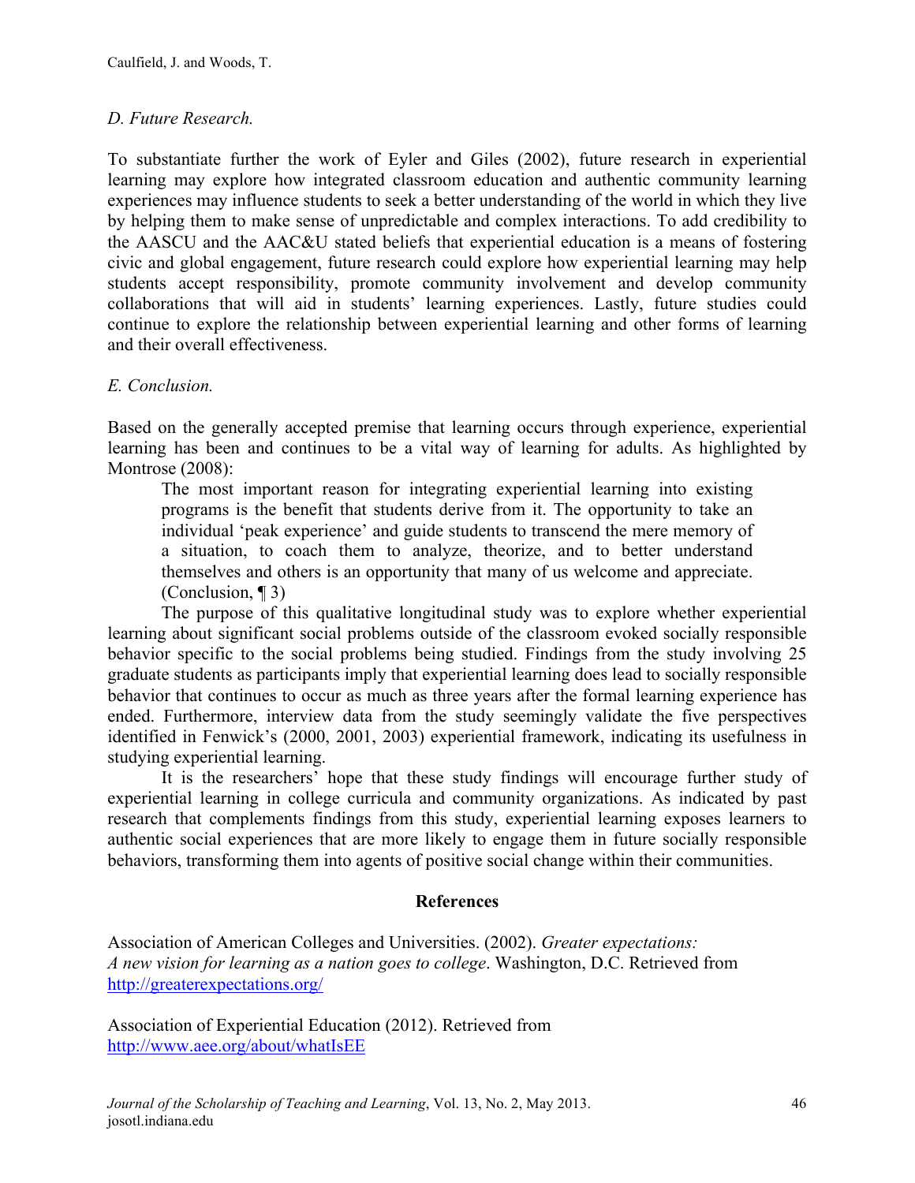*D. Future Research.*

To substantiate further the work of Eyler and Giles (2002), future research in experiential learning may explore how integrated classroom education and authentic community learning experiences may influence students to seek a better understanding of the world in which they live by helping them to make sense of unpredictable and complex interactions. To add credibility to the AASCU and the AAC&U stated beliefs that experiential education is a means of fostering civic and global engagement, future research could explore how experiential learning may help students accept responsibility, promote community involvement and develop community collaborations that will aid in students' learning experiences. Lastly, future studies could continue to explore the relationship between experiential learning and other forms of learning and their overall effectiveness.

*E. Conclusion.*

Based on the generally accepted premise that learning occurs through experience, experiential learning has been and continues to be a vital way of learning for adults. As highlighted by Montrose (2008):

> The most important reason for integrating experiential learning into existing programs is the benefit that students derive from it. The opportunity to take an individual 'peak experience' and guide students to transcend the mere memory of a situation, to coach them to analyze, theorize, and to better understand themselves and others is an opportunity that many of us welcome and appreciate. (Conclusion, ¶ 3)

The purpose of this qualitative longitudinal study was to explore whether experiential learning about significant social problems outside of the classroom evoked socially responsible behavior specific to the social problems being studied. Findings from the study involving 25 graduate students as participants imply that experiential learning does lead to socially responsible behavior that continues to occur as much as three years after the formal learning experience has ended. Furthermore, interview data from the study seemingly validate the five perspectives identified in Fenwick's (2000, 2001, 2003) experiential framework, indicating its usefulness in studying experiential learning.

It is the researchers' hope that these study findings will encourage further study of experiential learning in college curricula and community organizations. As indicated by past research that complements findings from this study, experiential learning exposes learners to authentic social experiences that are more likely to engage them in future socially responsible behaviors, transforming them into agents of positive social change within their communities.

## References

Association of American Colleges and Universities. (2002). *Greater expectations: A new vision for learning as a nation goes to college*. Washington, D.C. Retrieved from http://greaterexpectations.org/

Association of Experiential Education (2012). Retrieved from http://www.aee.org/about/whatIsEE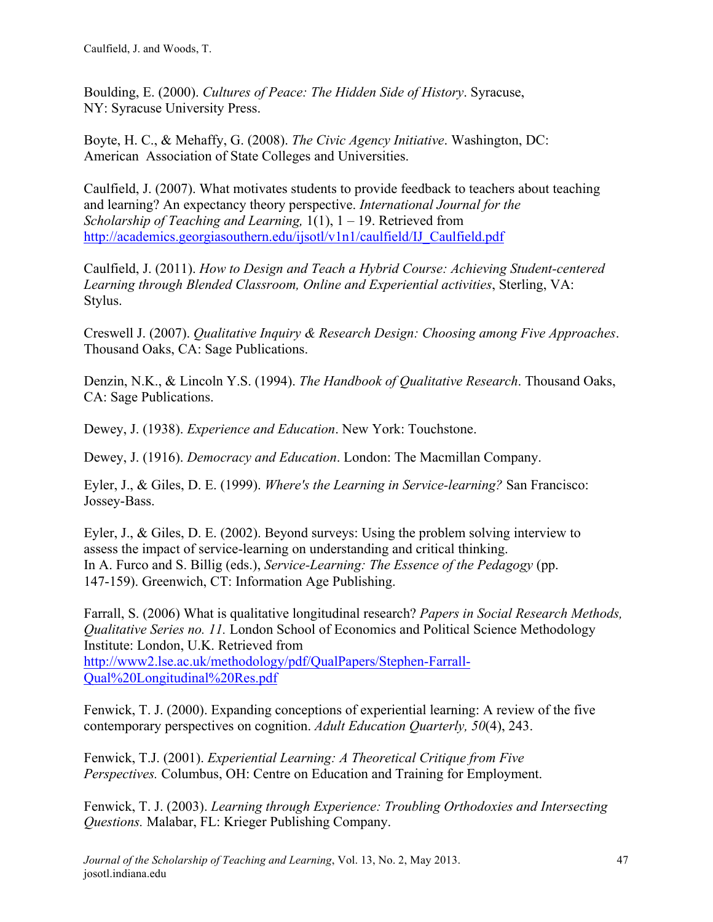Boulding, E. (2000). *Cultures of Peace: The Hidden Side of History*. Syracuse, NY: Syracuse University Press.

Boyte, H. C., & Mehaffy, G. (2008). *The Civic Agency Initiative*. Washington, DC: American Association of State Colleges and Universities.

Caulfield, J. (2007). What motivates students to provide feedback to teachers about teaching and learning? An expectancy theory perspective. *International Journal for the Scholarship of Teaching and Learning,* 1(1), 1 – 19. Retrieved from http://academics.georgiasouthern.edu/ijsotl/v1n1/caulfield/IJ_Caulfield.pdf

Caulfield, J. (2011). *How to Design and Teach a Hybrid Course: Achieving Student-centered Learning through Blended Classroom, Online and Experiential activities*, Sterling, VA: Stylus.

Creswell J. (2007). *Qualitative Inquiry & Research Design: Choosing among Five Approaches*. Thousand Oaks, CA: Sage Publications.

Denzin, N.K., & Lincoln Y.S. (1994). *The Handbook of Qualitative Research*. Thousand Oaks, CA: Sage Publications.

Dewey, J. (1938). *Experience and Education*. New York: Touchstone.

Dewey, J. (1916). *Democracy and Education*. London: The Macmillan Company.

Eyler, J., & Giles, D. E. (1999). *Where's the Learning in Service-learning?* San Francisco: Jossey-Bass.

Eyler, J., & Giles, D. E. (2002). Beyond surveys: Using the problem solving interview to assess the impact of service-learning on understanding and critical thinking. In A. Furco and S. Billig (eds.), *Service-Learning: The Essence of the Pedagogy* (pp. 147-159). Greenwich, CT: Information Age Publishing.

Farrall, S. (2006) What is qualitative longitudinal research? *Papers in Social Research Methods, Qualitative Series no. 11.* London School of Economics and Political Science Methodology Institute: London, U.K. Retrieved from http://www2.lse.ac.uk/methodology/pdf/QualPapers/Stephen-Farrall-Qual%20Longitudinal%20Res.pdf

Fenwick, T. J. (2000). Expanding conceptions of experiential learning: A review of the five contemporary perspectives on cognition. *Adult Education Quarterly, 50*(4), 243.

Fenwick, T.J. (2001). *Experiential Learning: A Theoretical Critique from Five Perspectives.* Columbus, OH: Centre on Education and Training for Employment.

Fenwick, T. J. (2003). *Learning through Experience: Troubling Orthodoxies and Intersecting Questions.* Malabar, FL: Krieger Publishing Company.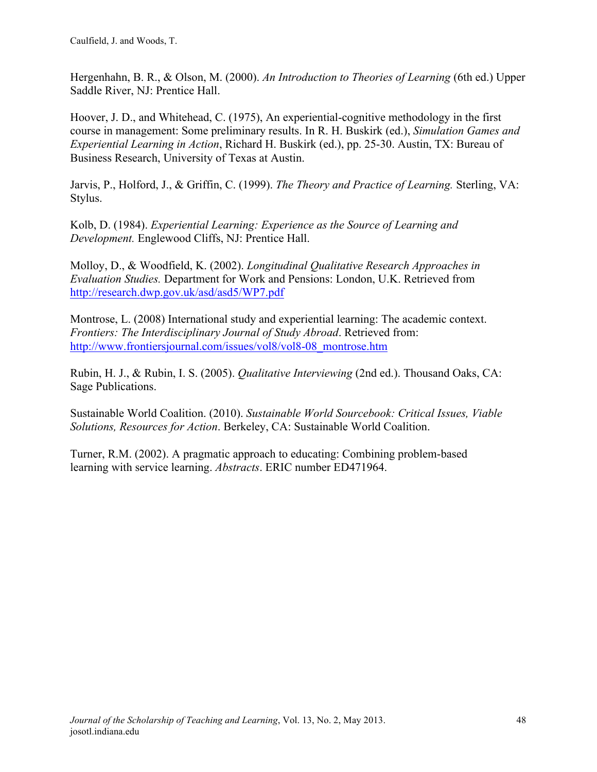Hergenhahn, B. R., & Olson, M. (2000). *An Introduction to Theories of Learning* (6th ed.) Upper Saddle River, NJ: Prentice Hall.

Hoover, J. D., and Whitehead, C. (1975), An experiential-cognitive methodology in the first course in management: Some preliminary results. In R. H. Buskirk (ed.), *Simulation Games and Experiential Learning in Action*, Richard H. Buskirk (ed.), pp. 25-30. Austin, TX: Bureau of Business Research, University of Texas at Austin.

Jarvis, P., Holford, J., & Griffin, C. (1999). *The Theory and Practice of Learning.* Sterling, VA: Stylus.

Kolb, D. (1984). *Experiential Learning: Experience as the Source of Learning and Development.* Englewood Cliffs, NJ: Prentice Hall.

Molloy, D., & Woodfield, K. (2002). *Longitudinal Qualitative Research Approaches in Evaluation Studies.* Department for Work and Pensions: London, U.K. Retrieved from http://research.dwp.gov.uk/asd/asd5/WP7.pdf

Montrose, L. (2008) International study and experiential learning: The academic context. *Frontiers: The Interdisciplinary Journal of Study Abroad*. Retrieved from: http://www.frontiersjournal.com/issues/vol8/vol8-08_montrose.htm

Rubin, H. J., & Rubin, I. S. (2005). *Qualitative Interviewing* (2nd ed.). Thousand Oaks, CA: Sage Publications.

Sustainable World Coalition. (2010). *Sustainable World Sourcebook: Critical Issues, Viable Solutions, Resources for Action*. Berkeley, CA: Sustainable World Coalition.

Turner, R.M. (2002). A pragmatic approach to educating: Combining problem-based learning with service learning. *Abstracts*. ERIC number ED471964.